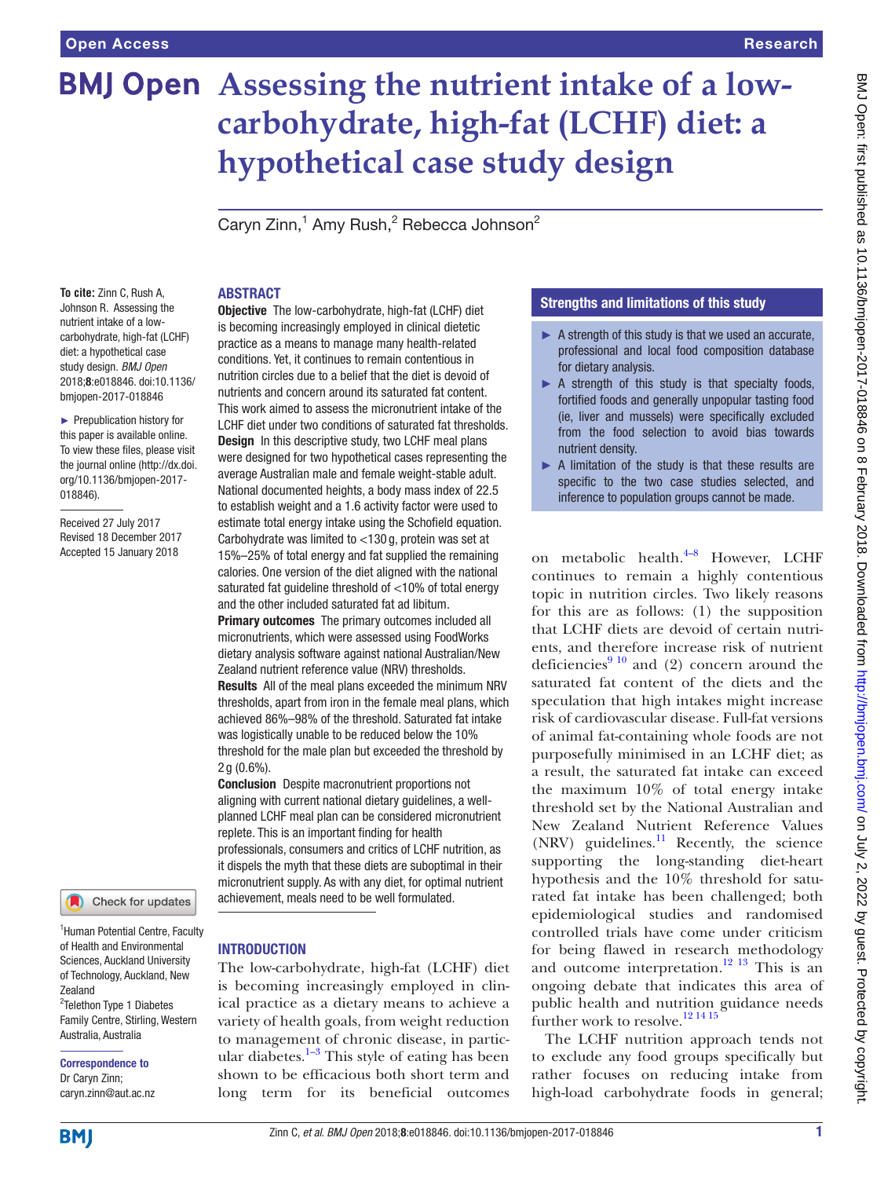# Assessing the nutrient intake of a low-carbohydrate, high-fat (LCHF) diet: a hypothetical case study design

Caryn Zinn,[1] Amy Rush,[2] Rebecca Johnson[2]

**To cite:** Zinn C, Rush A, Johnson R. Assessing the nutrient intake of a low-carbohydrate, high-fat (LCHF) diet: a hypothetical case study design. *BMJ Open* 2018;**8**:e018846. doi:10.1136/bmjopen-2017-018846

► Prepublication history for this paper is available online. To view these files, please visit the journal online (http://dx.doi.org/10.1136/bmjopen-2017-018846).

Received 27 July 2017
Revised 18 December 2017
Accepted 15 January 2018

[1]Human Potential Centre, Faculty of Health and Environmental Sciences, Auckland University of Technology, Auckland, New Zealand
[2]Telethon Type 1 Diabetes Family Centre, Stirling, Western Australia, Australia

**Correspondence to**
Dr Caryn Zinn; caryn.zinn@aut.ac.nz

## Abstract

**Objective** The low-carbohydrate, high-fat (LCHF) diet is becoming increasingly employed in clinical dietetic practice as a means to manage many health-related conditions. Yet, it continues to remain contentious in nutrition circles due to a belief that the diet is devoid of nutrients and concern around its saturated fat content. This work aimed to assess the micronutrient intake of the LCHF diet under two conditions of saturated fat thresholds.

**Design** In this descriptive study, two LCHF meal plans were designed for two hypothetical cases representing the average Australian male and female weight-stable adult. National documented heights, a body mass index of 22.5 to establish weight and a 1.6 activity factor were used to estimate total energy intake using the Schofield equation. Carbohydrate was limited to <130 g, protein was set at 15%–25% of total energy and fat supplied the remaining calories. One version of the diet aligned with the national saturated fat guideline threshold of <10% of total energy and the other included saturated fat ad libitum.

**Primary outcomes** The primary outcomes included all micronutrients, which were assessed using FoodWorks dietary analysis software against national Australian/New Zealand nutrient reference value (NRV) thresholds.

**Results** All of the meal plans exceeded the minimum NRV thresholds, apart from iron in the female meal plans, which achieved 86%–98% of the threshold. Saturated fat intake was logistically unable to be reduced below the 10% threshold for the male plan but exceeded the threshold by 2 g (0.6%).

**Conclusion** Despite macronutrient proportions not aligning with current national dietary guidelines, a well-planned LCHF meal plan can be considered micronutrient replete. This is an important finding for health professionals, consumers and critics of LCHF nutrition, as it dispels the myth that these diets are suboptimal in their micronutrient supply. As with any diet, for optimal nutrient achievement, meals need to be well formulated.

## Strengths and limitations of this study

- ► A strength of this study is that we used an accurate, professional and local food composition database for dietary analysis.
- ► A strength of this study is that specialty foods, fortified foods and generally unpopular tasting food (ie, liver and mussels) were specifically excluded from the food selection to avoid bias towards nutrient density.
- ► A limitation of the study is that these results are specific to the two case studies selected, and inference to population groups cannot be made.

## Introduction

The low-carbohydrate, high-fat (LCHF) diet is becoming increasingly employed in clinical practice as a dietary means to achieve a variety of health goals, from weight reduction to management of chronic disease, in particular diabetes.[1–3] This style of eating has been shown to be efficacious both short term and long term for its beneficial outcomes on metabolic health.[4–8] However, LCHF continues to remain a highly contentious topic in nutrition circles. Two likely reasons for this are as follows: (1) the supposition that LCHF diets are devoid of certain nutrients, and therefore increase risk of nutrient deficiencies[9 10] and (2) concern around the saturated fat content of the diets and the speculation that high intakes might increase risk of cardiovascular disease. Full-fat versions of animal fat-containing whole foods are not purposefully minimised in an LCHF diet; as a result, the saturated fat intake can exceed the maximum 10% of total energy intake threshold set by the National Australian and New Zealand Nutrient Reference Values (NRV) guidelines.[11] Recently, the science supporting the long-standing diet-heart hypothesis and the 10% threshold for saturated fat intake has been challenged; both epidemiological studies and randomised controlled trials have come under criticism for being flawed in research methodology and outcome interpretation.[12 13] This is an ongoing debate that indicates this area of public health and nutrition guidance needs further work to resolve.[12 14 15]

The LCHF nutrition approach tends not to exclude any food groups specifically but rather focuses on reducing intake from high-load carbohydrate foods in general;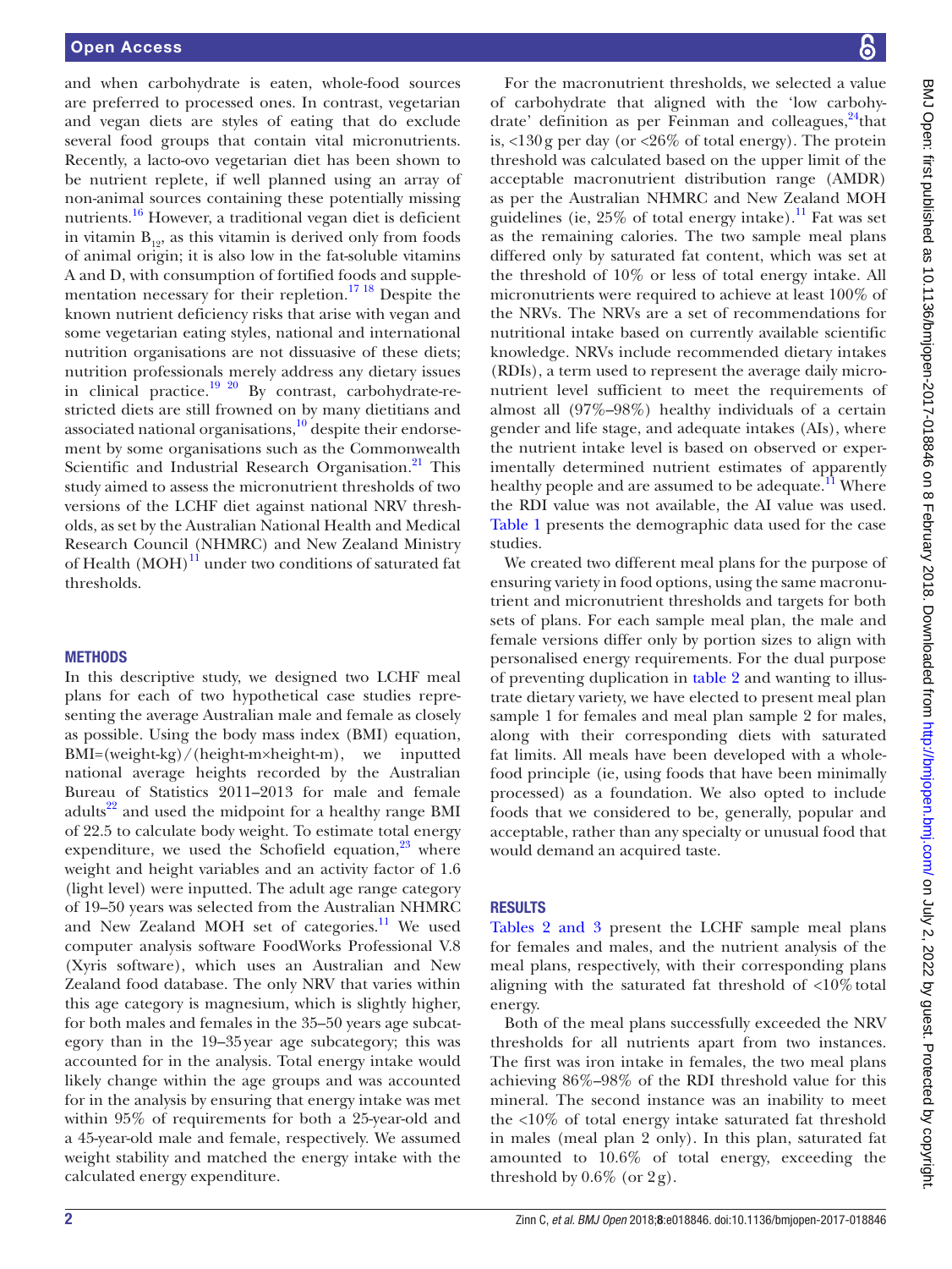and when carbohydrate is eaten, whole-food sources are preferred to processed ones. In contrast, vegetarian and vegan diets are styles of eating that do exclude several food groups that contain vital micronutrients. Recently, a lacto-ovo vegetarian diet has been shown to be nutrient replete, if well planned using an array of non-animal sources containing these potentially missing nutrients.[16] However, a traditional vegan diet is deficient in vitamin $B_{12}$, as this vitamin is derived only from foods of animal origin; it is also low in the fat-soluble vitamins A and D, with consumption of fortified foods and supplementation necessary for their repletion.[17 18] Despite the known nutrient deficiency risks that arise with vegan and some vegetarian eating styles, national and international nutrition organisations are not dissuasive of these diets; nutrition professionals merely address any dietary issues in clinical practice.[19 20] By contrast, carbohydrate-restricted diets are still frowned on by many dietitians and associated national organisations,[10] despite their endorsement by some organisations such as the Commonwealth Scientific and Industrial Research Organisation.[21] This study aimed to assess the micronutrient thresholds of two versions of the LCHF diet against national NRV thresholds, as set by the Australian National Health and Medical Research Council (NHMRC) and New Zealand Ministry of Health (MOH)[11] under two conditions of saturated fat thresholds.

## METHODS

In this descriptive study, we designed two LCHF meal plans for each of two hypothetical case studies representing the average Australian male and female as closely as possible. Using the body mass index (BMI) equation, BMI=(weight-kg)/(height-m×height-m), we inputted national average heights recorded by the Australian Bureau of Statistics 2011–2013 for male and female adults[22] and used the midpoint for a healthy range BMI of 22.5 to calculate body weight. To estimate total energy expenditure, we used the Schofield equation,[23] where weight and height variables and an activity factor of 1.6 (light level) were inputted. The adult age range category of 19–50 years was selected from the Australian NHMRC and New Zealand MOH set of categories.[11] We used computer analysis software FoodWorks Professional V.8 (Xyris software), which uses an Australian and New Zealand food database. The only NRV that varies within this age category is magnesium, which is slightly higher, for both males and females in the 35–50 years age subcategory than in the 19–35 year age subcategory; this was accounted for in the analysis. Total energy intake would likely change within the age groups and was accounted for in the analysis by ensuring that energy intake was met within 95% of requirements for both a 25-year-old and a 45-year-old male and female, respectively. We assumed weight stability and matched the energy intake with the calculated energy expenditure.

For the macronutrient thresholds, we selected a value of carbohydrate that aligned with the 'low carbohydrate' definition as per Feinman and colleagues,[24] that is, <130 g per day (or <26% of total energy). The protein threshold was calculated based on the upper limit of the acceptable macronutrient distribution range (AMDR) as per the Australian NHMRC and New Zealand MOH guidelines (ie, 25% of total energy intake).[11] Fat was set as the remaining calories. The two sample meal plans differed only by saturated fat content, which was set at the threshold of 10% or less of total energy intake. All micronutrients were required to achieve at least 100% of the NRVs. The NRVs are a set of recommendations for nutritional intake based on currently available scientific knowledge. NRVs include recommended dietary intakes (RDIs), a term used to represent the average daily micronutrient level sufficient to meet the requirements of almost all (97%–98%) healthy individuals of a certain gender and life stage, and adequate intakes (AIs), where the nutrient intake level is based on observed or experimentally determined nutrient estimates of apparently healthy people and are assumed to be adequate.[11] Where the RDI value was not available, the AI value was used. Table 1 presents the demographic data used for the case studies.

We created two different meal plans for the purpose of ensuring variety in food options, using the same macronutrient and micronutrient thresholds and targets for both sets of plans. For each sample meal plan, the male and female versions differ only by portion sizes to align with personalised energy requirements. For the dual purpose of preventing duplication in table 2 and wanting to illustrate dietary variety, we have elected to present meal plan sample 1 for females and meal plan sample 2 for males, along with their corresponding diets with saturated fat limits. All meals have been developed with a whole-food principle (ie, using foods that have been minimally processed) as a foundation. We also opted to include foods that we considered to be, generally, popular and acceptable, rather than any specialty or unusual food that would demand an acquired taste.

## RESULTS

Tables 2 and 3 present the LCHF sample meal plans for females and males, and the nutrient analysis of the meal plans, respectively, with their corresponding plans aligning with the saturated fat threshold of <10% total energy.

Both of the meal plans successfully exceeded the NRV thresholds for all nutrients apart from two instances. The first was iron intake in females, the two meal plans achieving 86%–98% of the RDI threshold value for this mineral. The second instance was an inability to meet the <10% of total energy intake saturated fat threshold in males (meal plan 2 only). In this plan, saturated fat amounted to 10.6% of total energy, exceeding the threshold by 0.6% (or 2 g).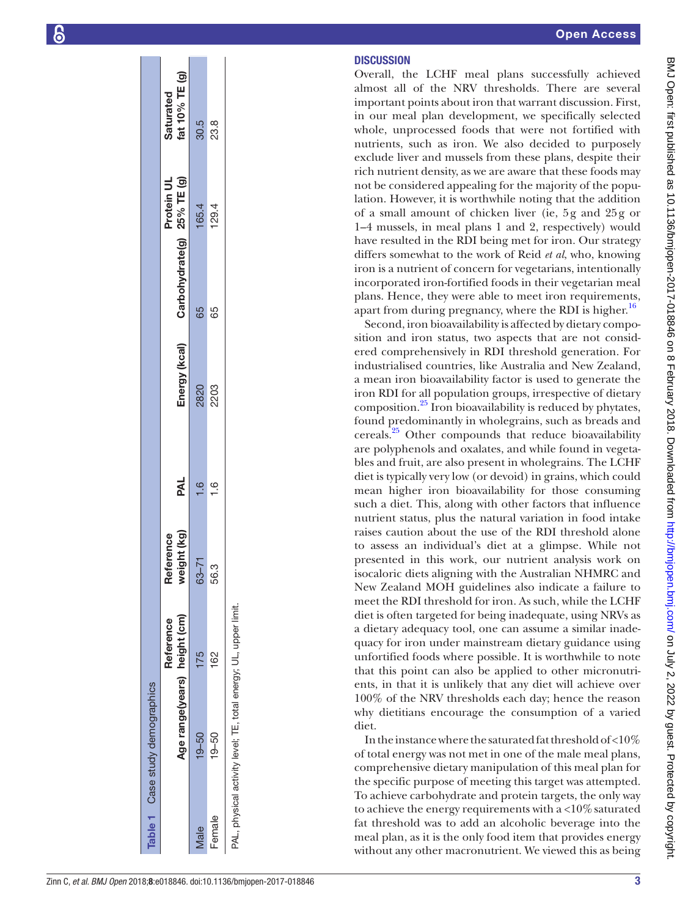**Table 1** Case study demographics

| | Age range(years) | Reference height (cm) | Reference weight (kg) | PAL | Energy (kcal) | Carbohydrate(g) | Protein UL 25% TE (g) | Saturated fat 10% TE (g) |
|---|---|---|---|---|---|---|---|---|
| Male | 19–50 | 175 | 63–71 | 1.6 | 2820 | 65 | 165.4 | 30.5 |
| Female | 19–50 | 162 | 56.3 | 1.6 | 2203 | 65 | 129.4 | 23.8 |

PAL, physical activity level; TE, total energy; UL, upper limit.

## DISCUSSION

Overall, the LCHF meal plans successfully achieved almost all of the NRV thresholds. There are several important points about iron that warrant discussion. First, in our meal plan development, we specifically selected whole, unprocessed foods that were not fortified with nutrients, such as iron. We also decided to purposely exclude liver and mussels from these plans, despite their rich nutrient density, as we are aware that these foods may not be considered appealing for the majority of the population. However, it is worthwhile noting that the addition of a small amount of chicken liver (ie, 5g and 25g or 1–4 mussels, in meal plans 1 and 2, respectively) would have resulted in the RDI being met for iron. Our strategy differs somewhat to the work of Reid *et al*, who, knowing iron is a nutrient of concern for vegetarians, intentionally incorporated iron-fortified foods in their vegetarian meal plans. Hence, they were able to meet iron requirements, apart from during pregnancy, where the RDI is higher.[16]

Second, iron bioavailability is affected by dietary composition and iron status, two aspects that are not considered comprehensively in RDI threshold generation. For industrialised countries, like Australia and New Zealand, a mean iron bioavailability factor is used to generate the iron RDI for all population groups, irrespective of dietary composition.[25] Iron bioavailability is reduced by phytates, found predominantly in wholegrains, such as breads and cereals.[25] Other compounds that reduce bioavailability are polyphenols and oxalates, and while found in vegetables and fruit, are also present in wholegrains. The LCHF diet is typically very low (or devoid) in grains, which could mean higher iron bioavailability for those consuming such a diet. This, along with other factors that influence nutrient status, plus the natural variation in food intake raises caution about the use of the RDI threshold alone to assess an individual's diet at a glimpse. While not presented in this work, our nutrient analysis work on isocaloric diets aligning with the Australian NHMRC and New Zealand MOH guidelines also indicate a failure to meet the RDI threshold for iron. As such, while the LCHF diet is often targeted for being inadequate, using NRVs as a dietary adequacy tool, one can assume a similar inadequacy for iron under mainstream dietary guidance using unfortified foods where possible. It is worthwhile to note that this point can also be applied to other micronutrients, in that it is unlikely that any diet will achieve over 100% of the NRV thresholds each day; hence the reason why dietitians encourage the consumption of a varied diet.

In the instance where the saturated fat threshold of <10% of total energy was not met in one of the male meal plans, comprehensive dietary manipulation of this meal plan for the specific purpose of meeting this target was attempted. To achieve carbohydrate and protein targets, the only way to achieve the energy requirements with a <10% saturated fat threshold was to add an alcoholic beverage into the meal plan, as it is the only food item that provides energy without any other macronutrient. We viewed this as being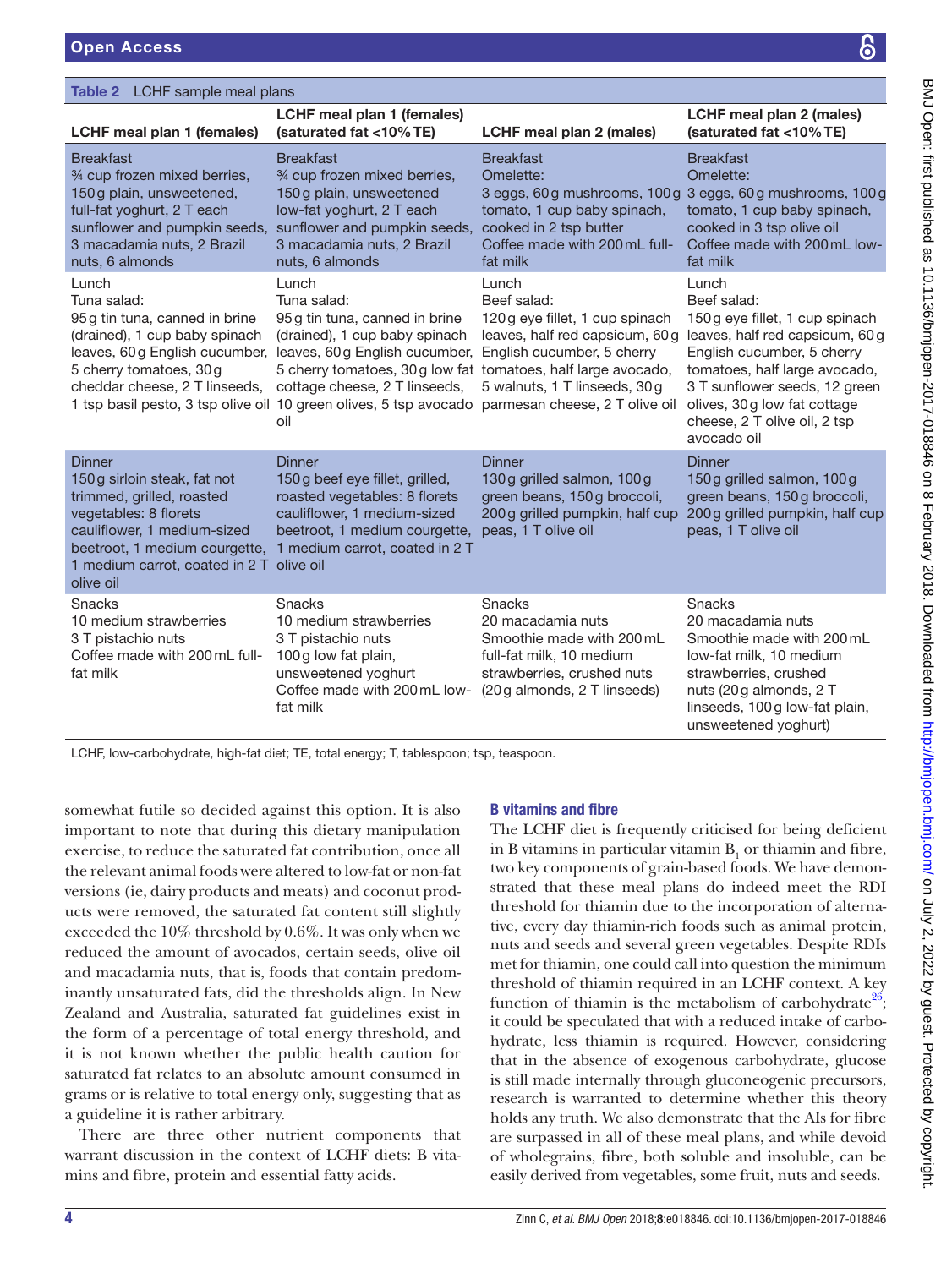Table 2 LCHF sample meal plans

| LCHF meal plan 1 (females) | LCHF meal plan 1 (females) (saturated fat <10% TE) | LCHF meal plan 2 (males) | LCHF meal plan 2 (males) (saturated fat <10% TE) |
|---|---|---|---|
| Breakfast<br>¾ cup frozen mixed berries, 150 g plain, unsweetened, full-fat yoghurt, 2 T each sunflower and pumpkin seeds, 3 macadamia nuts, 2 Brazil nuts, 6 almonds | Breakfast<br>¾ cup frozen mixed berries, 150 g plain, unsweetened low-fat yoghurt, 2 T each sunflower and pumpkin seeds, 3 macadamia nuts, 2 Brazil nuts, 6 almonds | Breakfast<br>Omelette:<br>3 eggs, 60 g mushrooms, 100 g tomato, 1 cup baby spinach, cooked in 2 tsp butter<br>Coffee made with 200 mL full-fat milk | Breakfast<br>Omelette:<br>3 eggs, 60 g mushrooms, 100 g tomato, 1 cup baby spinach, cooked in 3 tsp olive oil<br>Coffee made with 200 mL low-fat milk |
| Lunch<br>Tuna salad:<br>95 g tin tuna, canned in brine (drained), 1 cup baby spinach leaves, 60 g English cucumber, 5 cherry tomatoes, 30 g cheddar cheese, 2 T linseeds, 1 tsp basil pesto, 3 tsp olive oil | Lunch<br>Tuna salad:<br>95 g tin tuna, canned in brine (drained), 1 cup baby spinach leaves, 60 g English cucumber, 5 cherry tomatoes, 30 g low fat cottage cheese, 2 T linseeds, 10 green olives, 5 tsp avocado oil | Lunch<br>Beef salad:<br>120 g eye fillet, 1 cup spinach leaves, half red capsicum, 60 g English cucumber, 5 cherry tomatoes, half large avocado, 5 walnuts, 1 T linseeds, 30 g parmesan cheese, 2 T olive oil | Lunch<br>Beef salad:<br>150 g eye fillet, 1 cup spinach leaves, half red capsicum, 60 g English cucumber, 5 cherry tomatoes, half large avocado, 3 T sunflower seeds, 12 green olives, 30 g low fat cottage cheese, 2 T olive oil, 2 tsp avocado oil |
| Dinner<br>150 g sirloin steak, fat not trimmed, grilled, roasted vegetables: 8 florets cauliflower, 1 medium-sized beetroot, 1 medium courgette, 1 medium carrot, coated in 2 T olive oil | Dinner<br>150 g beef eye fillet, grilled, roasted vegetables: 8 florets cauliflower, 1 medium-sized beetroot, 1 medium courgette, 1 medium carrot, coated in 2 T olive oil | Dinner<br>130 g grilled salmon, 100 g green beans, 150 g broccoli, 200 g grilled pumpkin, half cup peas, 1 T olive oil | Dinner<br>150 g grilled salmon, 100 g green beans, 150 g broccoli, 200 g grilled pumpkin, half cup peas, 1 T olive oil |
| Snacks<br>10 medium strawberries<br>3 T pistachio nuts<br>Coffee made with 200 mL full-fat milk | Snacks<br>10 medium strawberries<br>3 T pistachio nuts<br>100 g low fat plain, unsweetened yoghurt<br>Coffee made with 200 mL low-fat milk | Snacks<br>20 macadamia nuts<br>Smoothie made with 200 mL full-fat milk, 10 medium strawberries, crushed nuts (20 g almonds, 2 T linseeds) | Snacks<br>20 macadamia nuts<br>Smoothie made with 200 mL low-fat milk, 10 medium strawberries, crushed nuts (20 g almonds, 2 T linseeds, 100 g low-fat plain, unsweetened yoghurt) |

LCHF, low-carbohydrate, high-fat diet; TE, total energy; T, tablespoon; tsp, teaspoon.

somewhat futile so decided against this option. It is also important to note that during this dietary manipulation exercise, to reduce the saturated fat contribution, once all the relevant animal foods were altered to low-fat or non-fat versions (ie, dairy products and meats) and coconut products were removed, the saturated fat content still slightly exceeded the 10% threshold by 0.6%. It was only when we reduced the amount of avocados, certain seeds, olive oil and macadamia nuts, that is, foods that contain predominantly unsaturated fats, did the thresholds align. In New Zealand and Australia, saturated fat guidelines exist in the form of a percentage of total energy threshold, and it is not known whether the public health caution for saturated fat relates to an absolute amount consumed in grams or is relative to total energy only, suggesting that as a guideline it is rather arbitrary.

There are three other nutrient components that warrant discussion in the context of LCHF diets: B vitamins and fibre, protein and essential fatty acids.

## B vitamins and fibre

The LCHF diet is frequently criticised for being deficient in B vitamins in particular vitamin $B_1$ or thiamin and fibre, two key components of grain-based foods. We have demonstrated that these meal plans do indeed meet the RDI threshold for thiamin due to the incorporation of alternative, every day thiamin-rich foods such as animal protein, nuts and seeds and several green vegetables. Despite RDIs met for thiamin, one could call into question the minimum threshold of thiamin required in an LCHF context. A key function of thiamin is the metabolism of carbohydrate[26]; it could be speculated that with a reduced intake of carbohydrate, less thiamin is required. However, considering that in the absence of exogenous carbohydrate, glucose is still made internally through gluconeogenic precursors, research is warranted to determine whether this theory holds any truth. We also demonstrate that the AIs for fibre are surpassed in all of these meal plans, and while devoid of wholegrains, fibre, both soluble and insoluble, can be easily derived from vegetables, some fruit, nuts and seeds.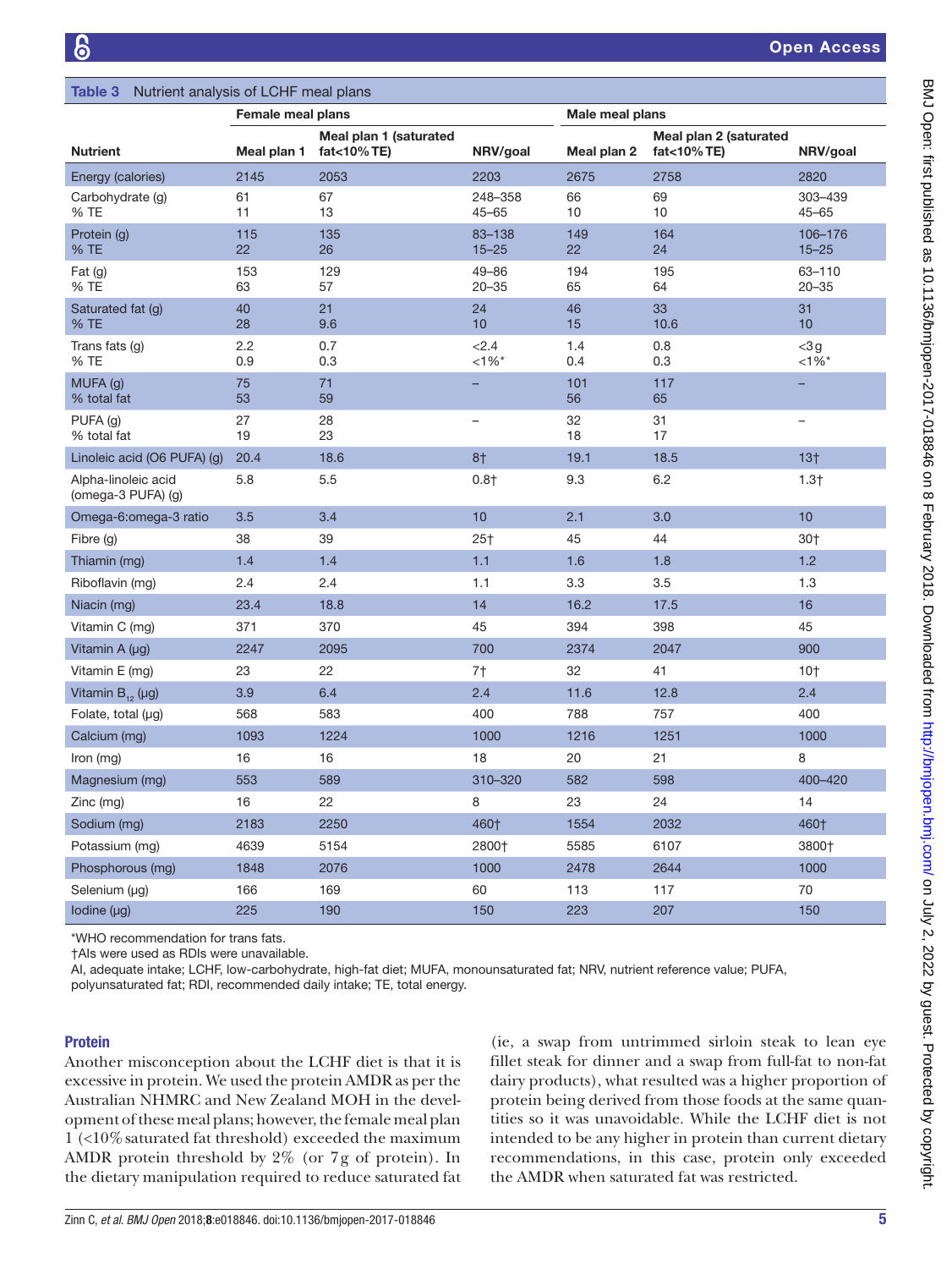**Table 3** Nutrient analysis of LCHF meal plans

| | Female meal plans | | | Male meal plans | | |
|---|---|---|---|---|---|---|
| **Nutrient** | **Meal plan 1** | **Meal plan 1 (saturated fat<10% TE)** | **NRV/goal** | **Meal plan 2** | **Meal plan 2 (saturated fat<10% TE)** | **NRV/goal** |
| Energy (calories) | 2145 | 2053 | 2203 | 2675 | 2758 | 2820 |
| Carbohydrate (g)<br>% TE | 61<br>11 | 67<br>13 | 248–358<br>45–65 | 66<br>10 | 69<br>10 | 303–439<br>45–65 |
| Protein (g)<br>% TE | 115<br>22 | 135<br>26 | 83–138<br>15–25 | 149<br>22 | 164<br>24 | 106–176<br>15–25 |
| Fat (g)<br>% TE | 153<br>63 | 129<br>57 | 49–86<br>20–35 | 194<br>65 | 195<br>64 | 63–110<br>20–35 |
| Saturated fat (g)<br>% TE | 40<br>28 | 21<br>9.6 | 24<br>10 | 46<br>15 | 33<br>10.6 | 31<br>10 |
| Trans fats (g)<br>% TE | 2.2<br>0.9 | 0.7<br>0.3 | <2.4<br><1%* | 1.4<br>0.4 | 0.8<br>0.3 | <3 g<br><1%* |
| MUFA (g)<br>% total fat | 75<br>53 | 71<br>59 | – | 101<br>56 | 117<br>65 | – |
| PUFA (g)<br>% total fat | 27<br>19 | 28<br>23 | – | 32<br>18 | 31<br>17 | – |
| Linoleic acid (O6 PUFA) (g) | 20.4 | 18.6 | 8† | 19.1 | 18.5 | 13† |
| Alpha-linoleic acid (omega-3 PUFA) (g) | 5.8 | 5.5 | 0.8† | 9.3 | 6.2 | 1.3† |
| Omega-6:omega-3 ratio | 3.5 | 3.4 | 10 | 2.1 | 3.0 | 10 |
| Fibre (g) | 38 | 39 | 25† | 45 | 44 | 30† |
| Thiamin (mg) | 1.4 | 1.4 | 1.1 | 1.6 | 1.8 | 1.2 |
| Riboflavin (mg) | 2.4 | 2.4 | 1.1 | 3.3 | 3.5 | 1.3 |
| Niacin (mg) | 23.4 | 18.8 | 14 | 16.2 | 17.5 | 16 |
| Vitamin C (mg) | 371 | 370 | 45 | 394 | 398 | 45 |
| Vitamin A (µg) | 2247 | 2095 | 700 | 2374 | 2047 | 900 |
| Vitamin E (mg) | 23 | 22 | 7† | 32 | 41 | 10† |
| Vitamin $B_{12}$ (µg) | 3.9 | 6.4 | 2.4 | 11.6 | 12.8 | 2.4 |
| Folate, total (µg) | 568 | 583 | 400 | 788 | 757 | 400 |
| Calcium (mg) | 1093 | 1224 | 1000 | 1216 | 1251 | 1000 |
| Iron (mg) | 16 | 16 | 18 | 20 | 21 | 8 |
| Magnesium (mg) | 553 | 589 | 310–320 | 582 | 598 | 400–420 |
| Zinc (mg) | 16 | 22 | 8 | 23 | 24 | 14 |
| Sodium (mg) | 2183 | 2250 | 460† | 1554 | 2032 | 460† |
| Potassium (mg) | 4639 | 5154 | 2800† | 5585 | 6107 | 3800† |
| Phosphorous (mg) | 1848 | 2076 | 1000 | 2478 | 2644 | 1000 |
| Selenium (µg) | 166 | 169 | 60 | 113 | 117 | 70 |
| Iodine (µg) | 225 | 190 | 150 | 223 | 207 | 150 |

*WHO recommendation for trans fats.
†AIs were used as RDIs were unavailable.
AI, adequate intake; LCHF, low-carbohydrate, high-fat diet; MUFA, monounsaturated fat; NRV, nutrient reference value; PUFA, polyunsaturated fat; RDI, recommended daily intake; TE, total energy.

## Protein

Another misconception about the LCHF diet is that it is excessive in protein. We used the protein AMDR as per the Australian NHMRC and New Zealand MOH in the development of these meal plans; however, the female meal plan 1 (<10% saturated fat threshold) exceeded the maximum AMDR protein threshold by 2% (or 7 g of protein). In the dietary manipulation required to reduce saturated fat (ie, a swap from untrimmed sirloin steak to lean eye fillet steak for dinner and a swap from full-fat to non-fat dairy products), what resulted was a higher proportion of protein being derived from those foods at the same quantities so it was unavoidable. While the LCHF diet is not intended to be any higher in protein than current dietary recommendations, in this case, protein only exceeded the AMDR when saturated fat was restricted.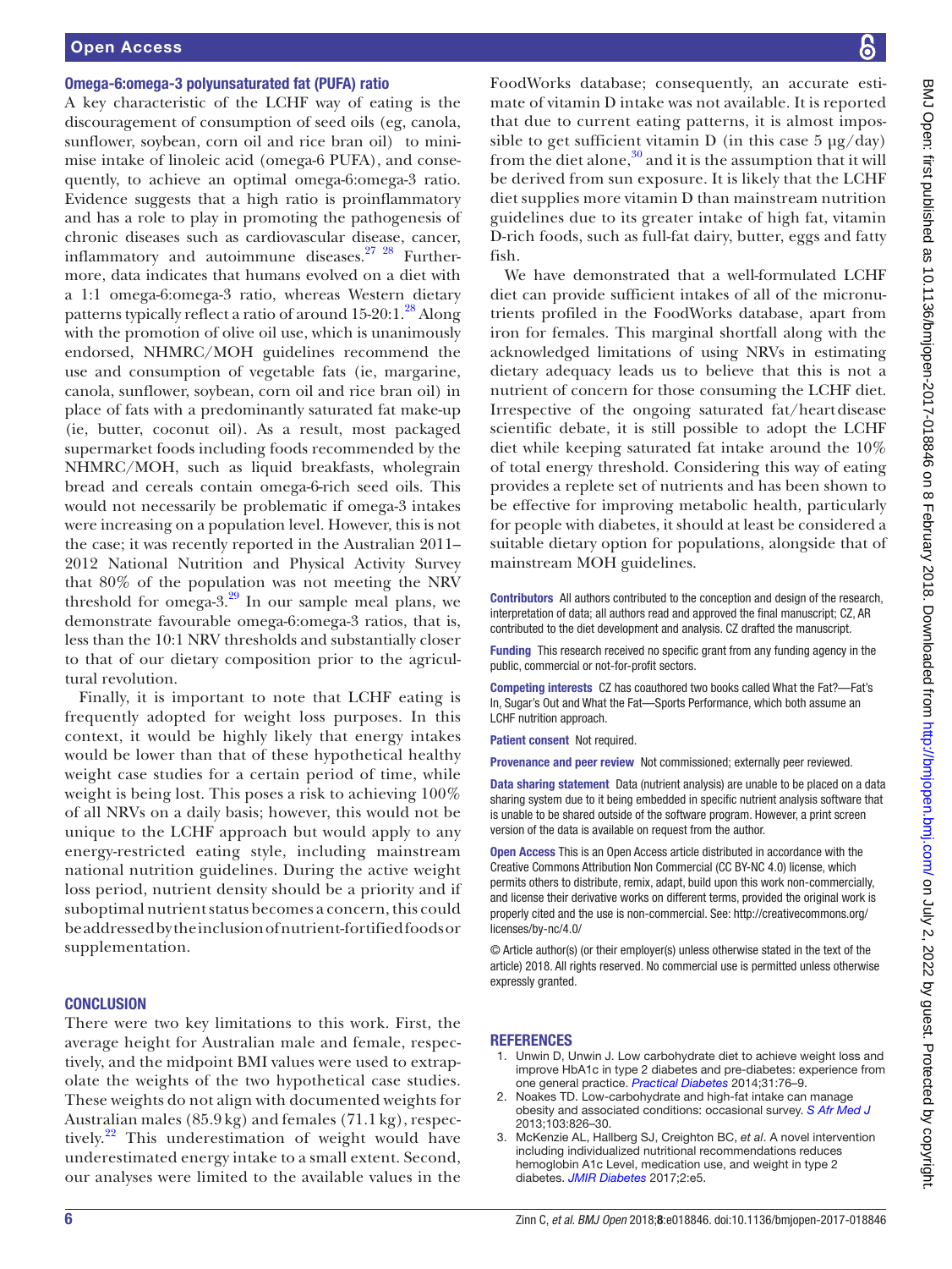### Omega-6:omega-3 polyunsaturated fat (PUFA) ratio

A key characteristic of the LCHF way of eating is the discouragement of consumption of seed oils (eg, canola, sunflower, soybean, corn oil and rice bran oil) to minimise intake of linoleic acid (omega-6 PUFA), and consequently, to achieve an optimal omega-6:omega-3 ratio. Evidence suggests that a high ratio is proinflammatory and has a role to play in promoting the pathogenesis of chronic diseases such as cardiovascular disease, cancer, inflammatory and autoimmune diseases.[27 28] Furthermore, data indicates that humans evolved on a diet with a 1:1 omega-6:omega-3 ratio, whereas Western dietary patterns typically reflect a ratio of around 15-20:1.[28] Along with the promotion of olive oil use, which is unanimously endorsed, NHMRC/MOH guidelines recommend the use and consumption of vegetable fats (ie, margarine, canola, sunflower, soybean, corn oil and rice bran oil) in place of fats with a predominantly saturated fat make-up (ie, butter, coconut oil). As a result, most packaged supermarket foods including foods recommended by the NHMRC/MOH, such as liquid breakfasts, wholegrain bread and cereals contain omega-6-rich seed oils. This would not necessarily be problematic if omega-3 intakes were increasing on a population level. However, this is not the case; it was recently reported in the Australian 2011–2012 National Nutrition and Physical Activity Survey that 80% of the population was not meeting the NRV threshold for omega-3.[29] In our sample meal plans, we demonstrate favourable omega-6:omega-3 ratios, that is, less than the 10:1 NRV thresholds and substantially closer to that of our dietary composition prior to the agricultural revolution.

Finally, it is important to note that LCHF eating is frequently adopted for weight loss purposes. In this context, it would be highly likely that energy intakes would be lower than that of these hypothetical healthy weight case studies for a certain period of time, while weight is being lost. This poses a risk to achieving 100% of all NRVs on a daily basis; however, this would not be unique to the LCHF approach but would apply to any energy-restricted eating style, including mainstream national nutrition guidelines. During the active weight loss period, nutrient density should be a priority and if suboptimal nutrient status becomes a concern, this could be addressed by the inclusion of nutrient-fortified foods or supplementation.

## CONCLUSION

There were two key limitations to this work. First, the average height for Australian male and female, respectively, and the midpoint BMI values were used to extrapolate the weights of the two hypothetical case studies. These weights do not align with documented weights for Australian males (85.9 kg) and females (71.1 kg), respectively.[22] This underestimation of weight would have underestimated energy intake to a small extent. Second, our analyses were limited to the available values in the FoodWorks database; consequently, an accurate estimate of vitamin D intake was not available. It is reported that due to current eating patterns, it is almost impossible to get sufficient vitamin D (in this case 5 µg/day) from the diet alone,[30] and it is the assumption that it will be derived from sun exposure. It is likely that the LCHF diet supplies more vitamin D than mainstream nutrition guidelines due to its greater intake of high fat, vitamin D-rich foods, such as full-fat dairy, butter, eggs and fatty fish.

We have demonstrated that a well-formulated LCHF diet can provide sufficient intakes of all of the micronutrients profiled in the FoodWorks database, apart from iron for females. This marginal shortfall along with the acknowledged limitations of using NRVs in estimating dietary adequacy leads us to believe that this is not a nutrient of concern for those consuming the LCHF diet. Irrespective of the ongoing saturated fat/heart disease scientific debate, it is still possible to adopt the LCHF diet while keeping saturated fat intake around the 10% of total energy threshold. Considering this way of eating provides a replete set of nutrients and has been shown to be effective for improving metabolic health, particularly for people with diabetes, it should at least be considered a suitable dietary option for populations, alongside that of mainstream MOH guidelines.

**Contributors** All authors contributed to the conception and design of the research, interpretation of data; all authors read and approved the final manuscript; CZ, AR contributed to the diet development and analysis. CZ drafted the manuscript.

**Funding** This research received no specific grant from any funding agency in the public, commercial or not-for-profit sectors.

**Competing interests** CZ has coauthored two books called What the Fat?—Fat's In, Sugar's Out and What the Fat—Sports Performance, which both assume an LCHF nutrition approach.

**Patient consent** Not required.

**Provenance and peer review** Not commissioned; externally peer reviewed.

**Data sharing statement** Data (nutrient analysis) are unable to be placed on a data sharing system due to it being embedded in specific nutrient analysis software that is unable to be shared outside of the software program. However, a print screen version of the data is available on request from the author.

**Open Access** This is an Open Access article distributed in accordance with the Creative Commons Attribution Non Commercial (CC BY-NC 4.0) license, which permits others to distribute, remix, adapt, build upon this work non-commercially, and license their derivative works on different terms, provided the original work is properly cited and the use is non-commercial. See: http://creativecommons.org/licenses/by-nc/4.0/

© Article author(s) (or their employer(s) unless otherwise stated in the text of the article) 2018. All rights reserved. No commercial use is permitted unless otherwise expressly granted.

## REFERENCES

1. Unwin D, Unwin J. Low carbohydrate diet to achieve weight loss and improve HbA1c in type 2 diabetes and pre-diabetes: experience from one general practice. *Practical Diabetes* 2014;31:76–9.
2. Noakes TD. Low-carbohydrate and high-fat intake can manage obesity and associated conditions: occasional survey. *S Afr Med J* 2013;103:826–30.
3. McKenzie AL, Hallberg SJ, Creighton BC, *et al*. A novel intervention including individualized nutritional recommendations reduces hemoglobin A1c Level, medication use, and weight in type 2 diabetes. *JMIR Diabetes* 2017;2:e5.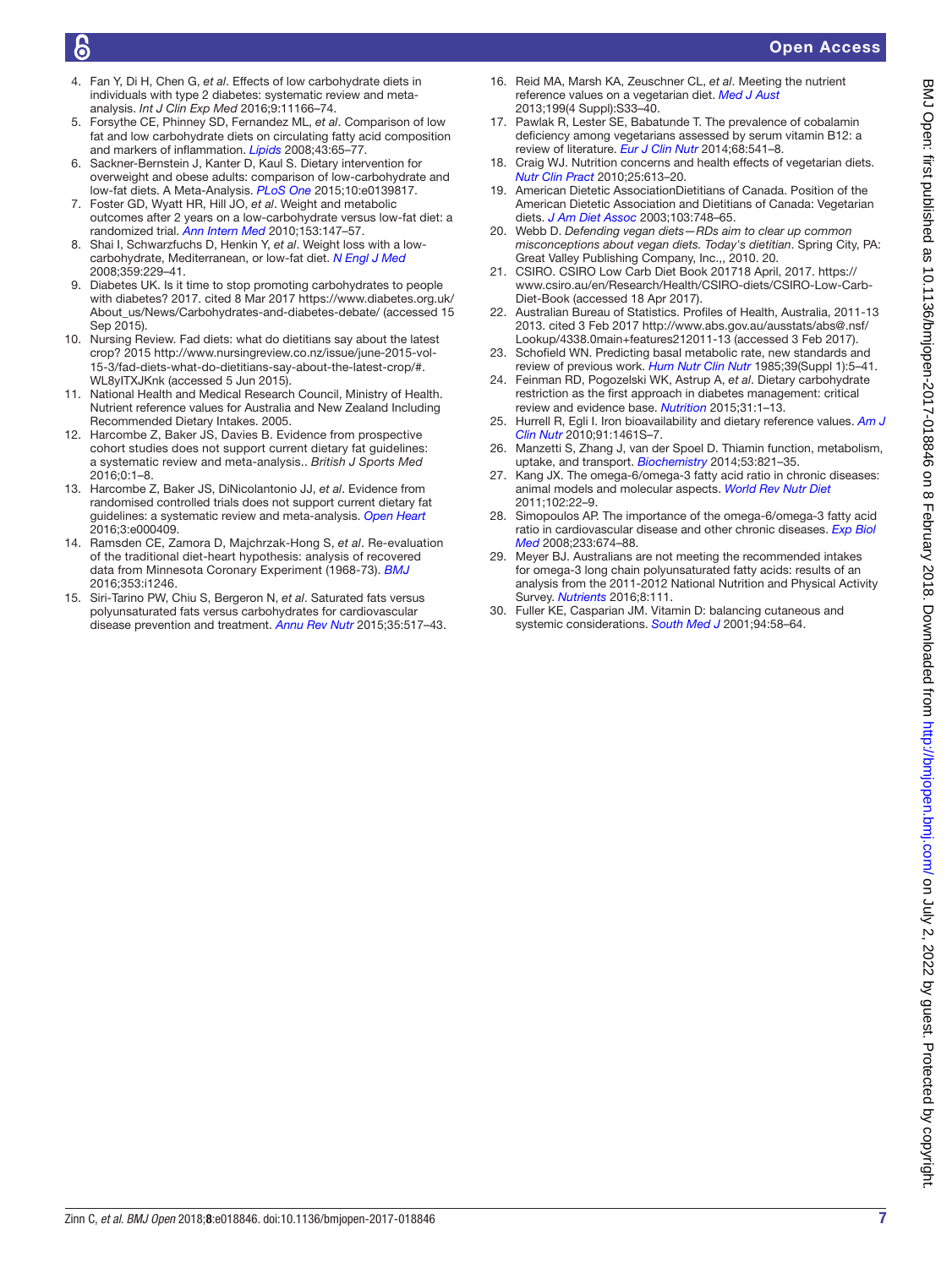4. Fan Y, Di H, Chen G, *et al*. Effects of low carbohydrate diets in individuals with type 2 diabetes: systematic review and meta-analysis. *Int J Clin Exp Med* 2016;9:11166–74.
5. Forsythe CE, Phinney SD, Fernandez ML, *et al*. Comparison of low fat and low carbohydrate diets on circulating fatty acid composition and markers of inflammation. *Lipids* 2008;43:65–77.
6. Sackner-Bernstein J, Kanter D, Kaul S. Dietary intervention for overweight and obese adults: comparison of low-carbohydrate and low-fat diets. A Meta-Analysis. *PLoS One* 2015;10:e0139817.
7. Foster GD, Wyatt HR, Hill JO, *et al*. Weight and metabolic outcomes after 2 years on a low-carbohydrate versus low-fat diet: a randomized trial. *Ann Intern Med* 2010;153:147–57.
8. Shai I, Schwarzfuchs D, Henkin Y, *et al*. Weight loss with a low-carbohydrate, Mediterranean, or low-fat diet. *N Engl J Med* 2008;359:229–41.
9. Diabetes UK. Is it time to stop promoting carbohydrates to people with diabetes? 2017. cited 8 Mar 2017 https://www.diabetes.org.uk/About_us/News/Carbohydrates-and-diabetes-debate/ (accessed 15 Sep 2015).
10. Nursing Review. Fad diets: what do dietitians say about the latest crop? 2015 http://www.nursingreview.co.nz/issue/june-2015-vol-15-3/fad-diets-what-do-dietitians-say-about-the-latest-crop/#.WL8yITXJKnk (accessed 5 Jun 2015).
11. National Health and Medical Research Council, Ministry of Health. Nutrient reference values for Australia and New Zealand Including Recommended Dietary Intakes. 2005.
12. Harcombe Z, Baker JS, Davies B. Evidence from prospective cohort studies does not support current dietary fat guidelines: a systematic review and meta-analysis.. *British J Sports Med* 2016;0:1–8.
13. Harcombe Z, Baker JS, DiNicolantonio JJ, *et al*. Evidence from randomised controlled trials does not support current dietary fat guidelines: a systematic review and meta-analysis. *Open Heart* 2016;3:e000409.
14. Ramsden CE, Zamora D, Majchrzak-Hong S, *et al*. Re-evaluation of the traditional diet-heart hypothesis: analysis of recovered data from Minnesota Coronary Experiment (1968-73). *BMJ* 2016;353:i1246.
15. Siri-Tarino PW, Chiu S, Bergeron N, *et al*. Saturated fats versus polyunsaturated fats versus carbohydrates for cardiovascular disease prevention and treatment. *Annu Rev Nutr* 2015;35:517–43.
16. Reid MA, Marsh KA, Zeuschner CL, *et al*. Meeting the nutrient reference values on a vegetarian diet. *Med J Aust* 2013;199(4 Suppl):S33–40.
17. Pawlak R, Lester SE, Babatunde T. The prevalence of cobalamin deficiency among vegetarians assessed by serum vitamin B12: a review of literature. *Eur J Clin Nutr* 2014;68:541–8.
18. Craig WJ. Nutrition concerns and health effects of vegetarian diets. *Nutr Clin Pract* 2010;25:613–20.
19. American Dietetic AssociationDietitians of Canada. Position of the American Dietetic Association and Dietitians of Canada: Vegetarian diets. *J Am Diet Assoc* 2003;103:748–65.
20. Webb D. *Defending vegan diets—RDs aim to clear up common misconceptions about vegan diets. Today's dietitian*. Spring City, PA: Great Valley Publishing Company, Inc.,, 2010. 20.
21. CSIRO. CSIRO Low Carb Diet Book 201718 April, 2017. https://www.csiro.au/en/Research/Health/CSIRO-diets/CSIRO-Low-Carb-Diet-Book (accessed 18 Apr 2017).
22. Australian Bureau of Statistics. Profiles of Health, Australia, 2011-13 2013. cited 3 Feb 2017 http://www.abs.gov.au/ausstats/abs@.nsf/Lookup/4338.0main+features212011-13 (accessed 3 Feb 2017).
23. Schofield WN. Predicting basal metabolic rate, new standards and review of previous work. *Hum Nutr Clin Nutr* 1985;39(Suppl 1):5–41.
24. Feinman RD, Pogozelski WK, Astrup A, *et al*. Dietary carbohydrate restriction as the first approach in diabetes management: critical review and evidence base. *Nutrition* 2015;31:1–13.
25. Hurrell R, Egli I. Iron bioavailability and dietary reference values. *Am J Clin Nutr* 2010;91:1461S–7.
26. Manzetti S, Zhang J, van der Spoel D. Thiamin function, metabolism, uptake, and transport. *Biochemistry* 2014;53:821–35.
27. Kang JX. The omega-6/omega-3 fatty acid ratio in chronic diseases: animal models and molecular aspects. *World Rev Nutr Diet* 2011;102:22–9.
28. Simopoulos AP. The importance of the omega-6/omega-3 fatty acid ratio in cardiovascular disease and other chronic diseases. *Exp Biol Med* 2008;233:674–88.
29. Meyer BJ. Australians are not meeting the recommended intakes for omega-3 long chain polyunsaturated fatty acids: results of an analysis from the 2011-2012 National Nutrition and Physical Activity Survey. *Nutrients* 2016;8:111.
30. Fuller KE, Casparian JM. Vitamin D: balancing cutaneous and systemic considerations. *South Med J* 2001;94:58–64.